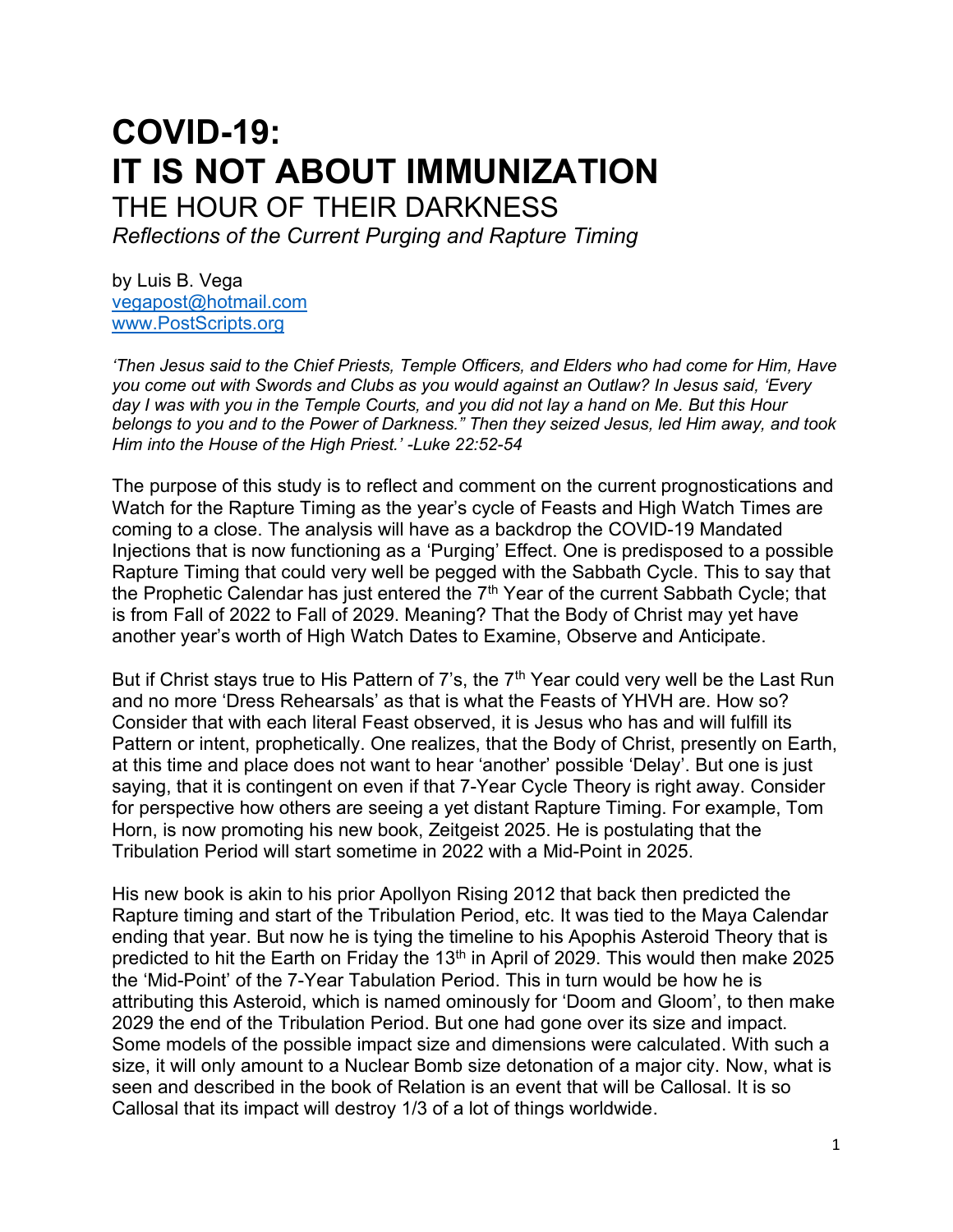# COVID-19: IT IS NOT ABOUT IMMUNIZATION

## THE HOUR OF THEIR DARKNESS

*Reflections of the Current Purging and Rapture Timing*

by Luis B. Vega
vegapost@hotmail.com
www.PostScripts.org

*'Then Jesus said to the Chief Priests, Temple Officers, and Elders who had come for Him, Have you come out with Swords and Clubs as you would against an Outlaw? In Jesus said, 'Every day I was with you in the Temple Courts, and you did not lay a hand on Me. But this Hour belongs to you and to the Power of Darkness." Then they seized Jesus, led Him away, and took Him into the House of the High Priest.' -Luke 22:52-54*

The purpose of this study is to reflect and comment on the current prognostications and Watch for the Rapture Timing as the year's cycle of Feasts and High Watch Times are coming to a close. The analysis will have as a backdrop the COVID-19 Mandated Injections that is now functioning as a 'Purging' Effect. One is predisposed to a possible Rapture Timing that could very well be pegged with the Sabbath Cycle. This to say that the Prophetic Calendar has just entered the 7th Year of the current Sabbath Cycle; that is from Fall of 2022 to Fall of 2029. Meaning? That the Body of Christ may yet have another year's worth of High Watch Dates to Examine, Observe and Anticipate.

But if Christ stays true to His Pattern of 7's, the 7th Year could very well be the Last Run and no more 'Dress Rehearsals' as that is what the Feasts of YHVH are. How so? Consider that with each literal Feast observed, it is Jesus who has and will fulfill its Pattern or intent, prophetically. One realizes, that the Body of Christ, presently on Earth, at this time and place does not want to hear 'another' possible 'Delay'. But one is just saying, that it is contingent on even if that 7-Year Cycle Theory is right away. Consider for perspective how others are seeing a yet distant Rapture Timing. For example, Tom Horn, is now promoting his new book, Zeitgeist 2025. He is postulating that the Tribulation Period will start sometime in 2022 with a Mid-Point in 2025.

His new book is akin to his prior Apollyon Rising 2012 that back then predicted the Rapture timing and start of the Tribulation Period, etc. It was tied to the Maya Calendar ending that year. But now he is tying the timeline to his Apophis Asteroid Theory that is predicted to hit the Earth on Friday the 13th in April of 2029. This would then make 2025 the 'Mid-Point' of the 7-Year Tabulation Period. This in turn would be how he is attributing this Asteroid, which is named ominously for 'Doom and Gloom', to then make 2029 the end of the Tribulation Period. But one had gone over its size and impact. Some models of the possible impact size and dimensions were calculated. With such a size, it will only amount to a Nuclear Bomb size detonation of a major city. Now, what is seen and described in the book of Relation is an event that will be Callosal. It is so Callosal that its impact will destroy 1/3 of a lot of things worldwide.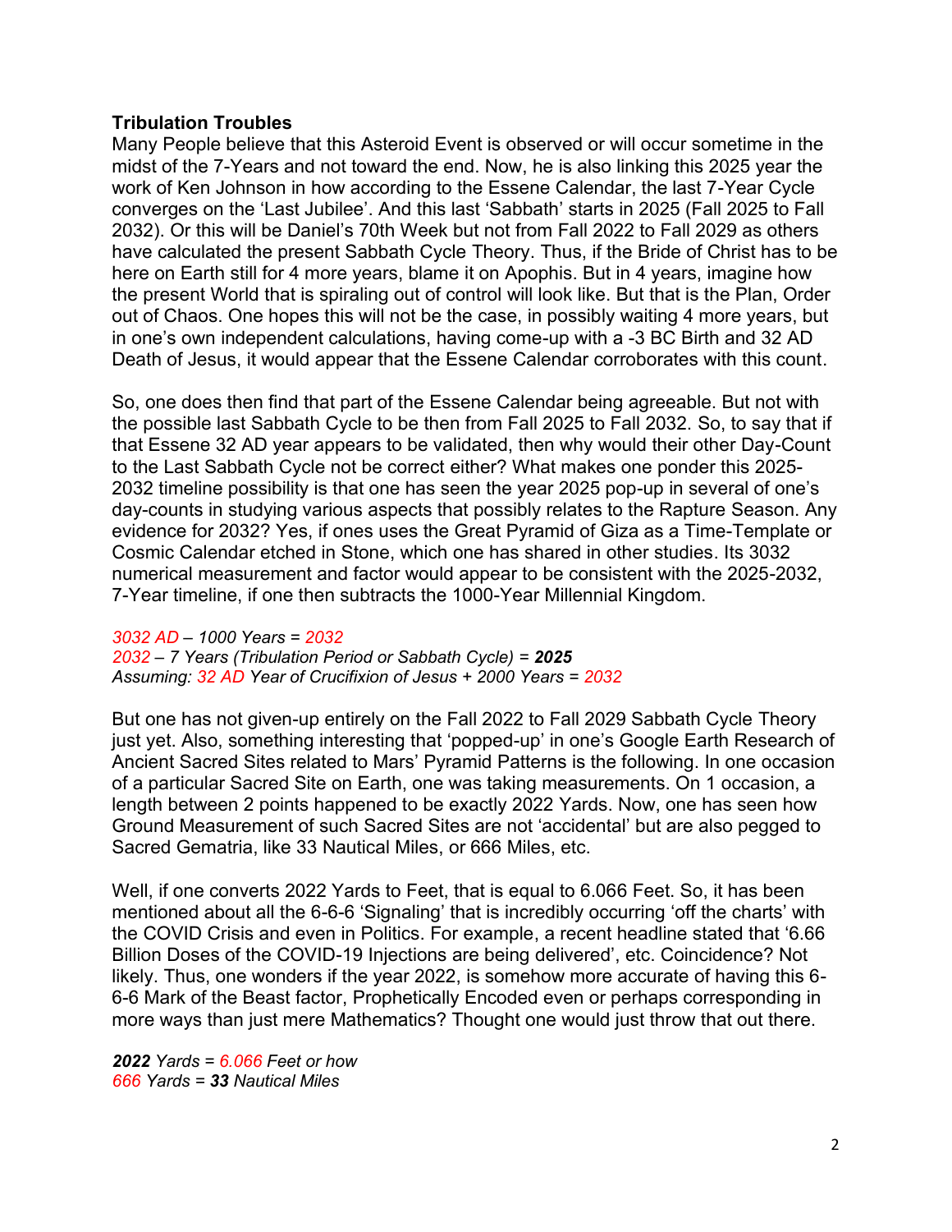**Tribulation Troubles**

Many People believe that this Asteroid Event is observed or will occur sometime in the midst of the 7-Years and not toward the end. Now, he is also linking this 2025 year the work of Ken Johnson in how according to the Essene Calendar, the last 7-Year Cycle converges on the 'Last Jubilee'. And this last 'Sabbath' starts in 2025 (Fall 2025 to Fall 2032). Or this will be Daniel's 70th Week but not from Fall 2022 to Fall 2029 as others have calculated the present Sabbath Cycle Theory. Thus, if the Bride of Christ has to be here on Earth still for 4 more years, blame it on Apophis. But in 4 years, imagine how the present World that is spiraling out of control will look like. But that is the Plan, Order out of Chaos. One hopes this will not be the case, in possibly waiting 4 more years, but in one's own independent calculations, having come-up with a -3 BC Birth and 32 AD Death of Jesus, it would appear that the Essene Calendar corroborates with this count.

So, one does then find that part of the Essene Calendar being agreeable. But not with the possible last Sabbath Cycle to be then from Fall 2025 to Fall 2032. So, to say that if that Essene 32 AD year appears to be validated, then why would their other Day-Count to the Last Sabbath Cycle not be correct either? What makes one ponder this 2025-2032 timeline possibility is that one has seen the year 2025 pop-up in several of one's day-counts in studying various aspects that possibly relates to the Rapture Season. Any evidence for 2032? Yes, if ones uses the Great Pyramid of Giza as a Time-Template or Cosmic Calendar etched in Stone, which one has shared in other studies. Its 3032 numerical measurement and factor would appear to be consistent with the 2025-2032, 7-Year timeline, if one then subtracts the 1000-Year Millennial Kingdom.

*3032 AD – 1000 Years = 2032*
*2032 – 7 Years (Tribulation Period or Sabbath Cycle) = **2025***
*Assuming: 32 AD Year of Crucifixion of Jesus + 2000 Years = 2032*

But one has not given-up entirely on the Fall 2022 to Fall 2029 Sabbath Cycle Theory just yet. Also, something interesting that 'popped-up' in one's Google Earth Research of Ancient Sacred Sites related to Mars' Pyramid Patterns is the following. In one occasion of a particular Sacred Site on Earth, one was taking measurements. On 1 occasion, a length between 2 points happened to be exactly 2022 Yards. Now, one has seen how Ground Measurement of such Sacred Sites are not 'accidental' but are also pegged to Sacred Gematria, like 33 Nautical Miles, or 666 Miles, etc.

Well, if one converts 2022 Yards to Feet, that is equal to 6.066 Feet. So, it has been mentioned about all the 6-6-6 'Signaling' that is incredibly occurring 'off the charts' with the COVID Crisis and even in Politics. For example, a recent headline stated that '6.66 Billion Doses of the COVID-19 Injections are being delivered', etc. Coincidence? Not likely. Thus, one wonders if the year 2022, is somehow more accurate of having this 6-6-6 Mark of the Beast factor, Prophetically Encoded even or perhaps corresponding in more ways than just mere Mathematics? Thought one would just throw that out there.

***2022** Yards = 6.066 Feet or how*
*666 Yards = **33** Nautical Miles*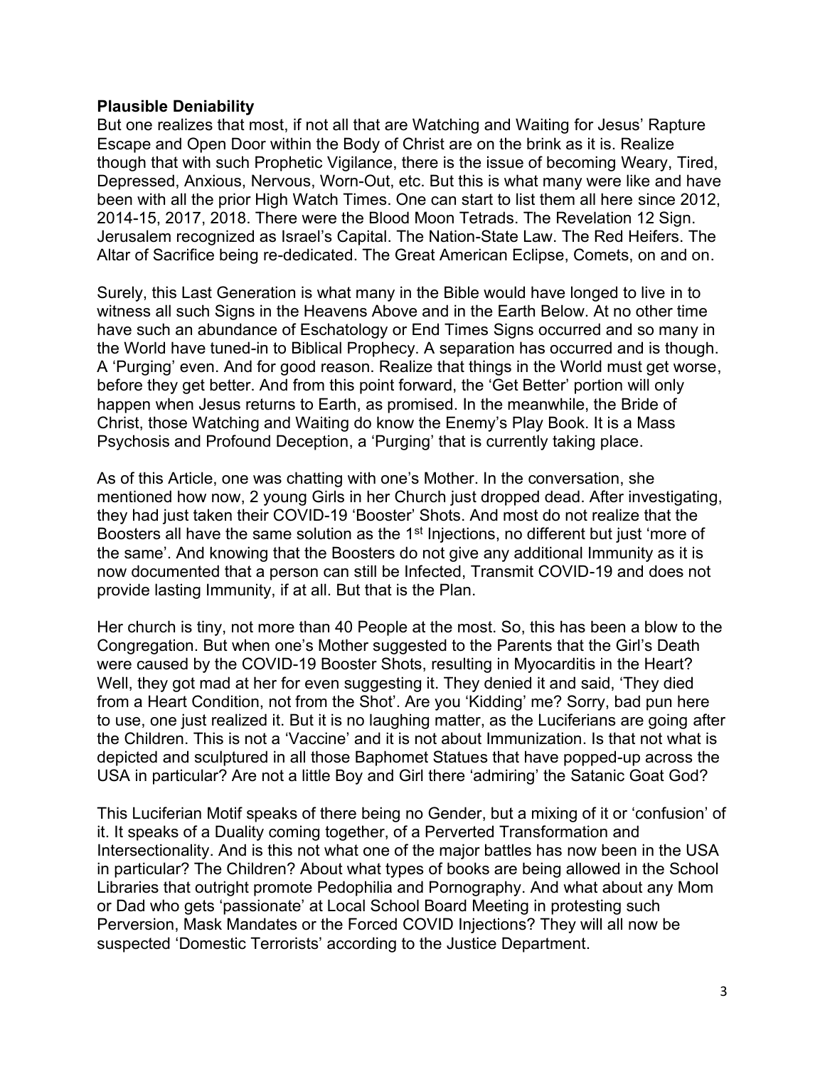**Plausible Deniability**

But one realizes that most, if not all that are Watching and Waiting for Jesus' Rapture Escape and Open Door within the Body of Christ are on the brink as it is. Realize though that with such Prophetic Vigilance, there is the issue of becoming Weary, Tired, Depressed, Anxious, Nervous, Worn-Out, etc. But this is what many were like and have been with all the prior High Watch Times. One can start to list them all here since 2012, 2014-15, 2017, 2018. There were the Blood Moon Tetrads. The Revelation 12 Sign. Jerusalem recognized as Israel's Capital. The Nation-State Law. The Red Heifers. The Altar of Sacrifice being re-dedicated. The Great American Eclipse, Comets, on and on.

Surely, this Last Generation is what many in the Bible would have longed to live in to witness all such Signs in the Heavens Above and in the Earth Below. At no other time have such an abundance of Eschatology or End Times Signs occurred and so many in the World have tuned-in to Biblical Prophecy. A separation has occurred and is though. A 'Purging' even. And for good reason. Realize that things in the World must get worse, before they get better. And from this point forward, the 'Get Better' portion will only happen when Jesus returns to Earth, as promised. In the meanwhile, the Bride of Christ, those Watching and Waiting do know the Enemy's Play Book. It is a Mass Psychosis and Profound Deception, a 'Purging' that is currently taking place.

As of this Article, one was chatting with one's Mother. In the conversation, she mentioned how now, 2 young Girls in her Church just dropped dead. After investigating, they had just taken their COVID-19 'Booster' Shots. And most do not realize that the Boosters all have the same solution as the 1st Injections, no different but just 'more of the same'. And knowing that the Boosters do not give any additional Immunity as it is now documented that a person can still be Infected, Transmit COVID-19 and does not provide lasting Immunity, if at all. But that is the Plan.

Her church is tiny, not more than 40 People at the most. So, this has been a blow to the Congregation. But when one's Mother suggested to the Parents that the Girl's Death were caused by the COVID-19 Booster Shots, resulting in Myocarditis in the Heart? Well, they got mad at her for even suggesting it. They denied it and said, 'They died from a Heart Condition, not from the Shot'. Are you 'Kidding' me? Sorry, bad pun here to use, one just realized it. But it is no laughing matter, as the Luciferians are going after the Children. This is not a 'Vaccine' and it is not about Immunization. Is that not what is depicted and sculptured in all those Baphomet Statues that have popped-up across the USA in particular? Are not a little Boy and Girl there 'admiring' the Satanic Goat God?

This Luciferian Motif speaks of there being no Gender, but a mixing of it or 'confusion' of it. It speaks of a Duality coming together, of a Perverted Transformation and Intersectionality. And is this not what one of the major battles has now been in the USA in particular? The Children? About what types of books are being allowed in the School Libraries that outright promote Pedophilia and Pornography. And what about any Mom or Dad who gets 'passionate' at Local School Board Meeting in protesting such Perversion, Mask Mandates or the Forced COVID Injections? They will all now be suspected 'Domestic Terrorists' according to the Justice Department.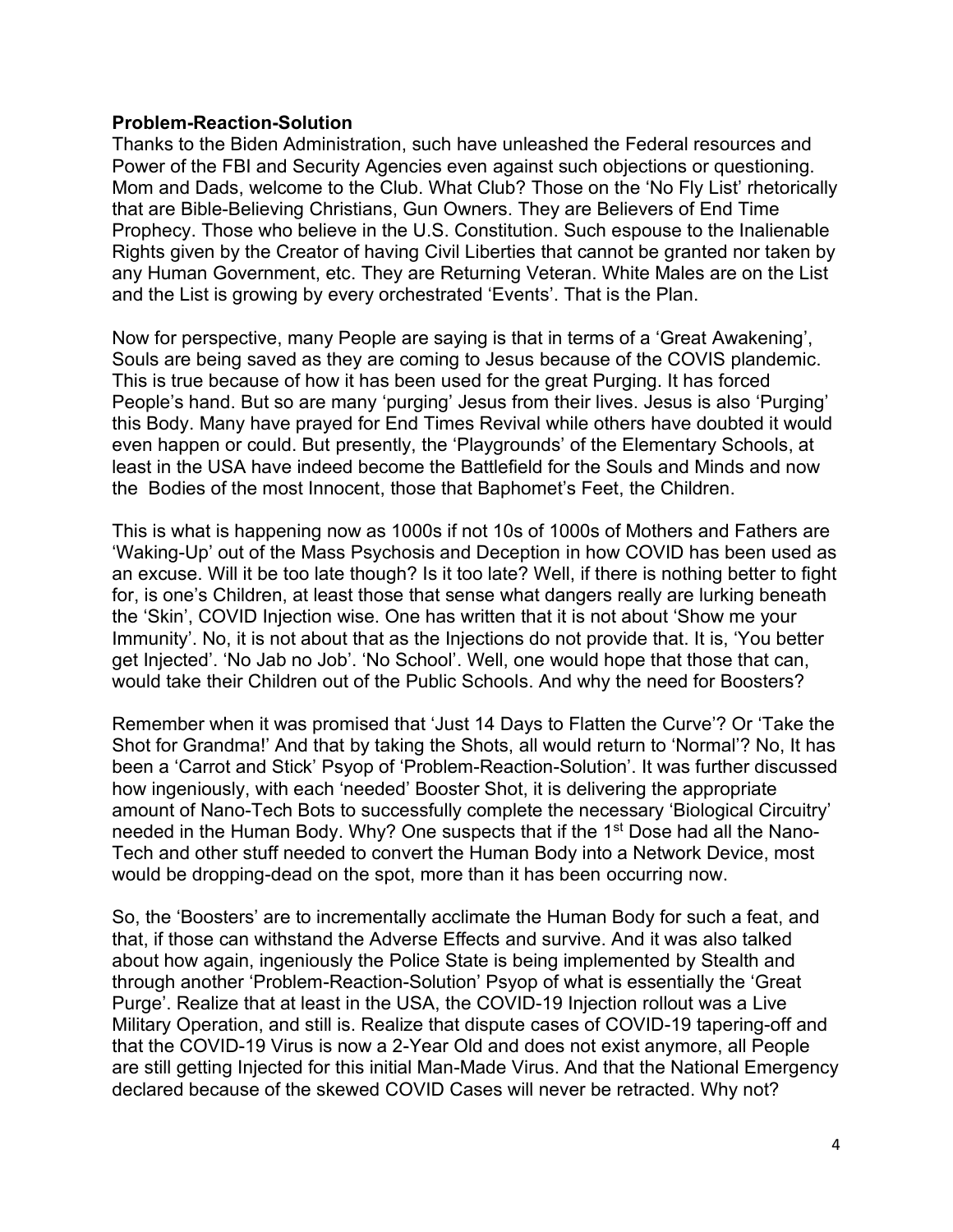**Problem-Reaction-Solution**

Thanks to the Biden Administration, such have unleashed the Federal resources and Power of the FBI and Security Agencies even against such objections or questioning. Mom and Dads, welcome to the Club. What Club? Those on the 'No Fly List' rhetorically that are Bible-Believing Christians, Gun Owners. They are Believers of End Time Prophecy. Those who believe in the U.S. Constitution. Such espouse to the Inalienable Rights given by the Creator of having Civil Liberties that cannot be granted nor taken by any Human Government, etc. They are Returning Veteran. White Males are on the List and the List is growing by every orchestrated 'Events'. That is the Plan.

Now for perspective, many People are saying is that in terms of a 'Great Awakening', Souls are being saved as they are coming to Jesus because of the COVIS plandemic. This is true because of how it has been used for the great Purging. It has forced People's hand. But so are many 'purging' Jesus from their lives. Jesus is also 'Purging' this Body. Many have prayed for End Times Revival while others have doubted it would even happen or could. But presently, the 'Playgrounds' of the Elementary Schools, at least in the USA have indeed become the Battlefield for the Souls and Minds and now the Bodies of the most Innocent, those that Baphomet's Feet, the Children.

This is what is happening now as 1000s if not 10s of 1000s of Mothers and Fathers are 'Waking-Up' out of the Mass Psychosis and Deception in how COVID has been used as an excuse. Will it be too late though? Is it too late? Well, if there is nothing better to fight for, is one's Children, at least those that sense what dangers really are lurking beneath the 'Skin', COVID Injection wise. One has written that it is not about 'Show me your Immunity'. No, it is not about that as the Injections do not provide that. It is, 'You better get Injected'. 'No Jab no Job'. 'No School'. Well, one would hope that those that can, would take their Children out of the Public Schools. And why the need for Boosters?

Remember when it was promised that 'Just 14 Days to Flatten the Curve'? Or 'Take the Shot for Grandma!' And that by taking the Shots, all would return to 'Normal'? No, It has been a 'Carrot and Stick' Psyop of 'Problem-Reaction-Solution'. It was further discussed how ingeniously, with each 'needed' Booster Shot, it is delivering the appropriate amount of Nano-Tech Bots to successfully complete the necessary 'Biological Circuitry' needed in the Human Body. Why? One suspects that if the 1st Dose had all the Nano-Tech and other stuff needed to convert the Human Body into a Network Device, most would be dropping-dead on the spot, more than it has been occurring now.

So, the 'Boosters' are to incrementally acclimate the Human Body for such a feat, and that, if those can withstand the Adverse Effects and survive. And it was also talked about how again, ingeniously the Police State is being implemented by Stealth and through another 'Problem-Reaction-Solution' Psyop of what is essentially the 'Great Purge'. Realize that at least in the USA, the COVID-19 Injection rollout was a Live Military Operation, and still is. Realize that dispute cases of COVID-19 tapering-off and that the COVID-19 Virus is now a 2-Year Old and does not exist anymore, all People are still getting Injected for this initial Man-Made Virus. And that the National Emergency declared because of the skewed COVID Cases will never be retracted. Why not?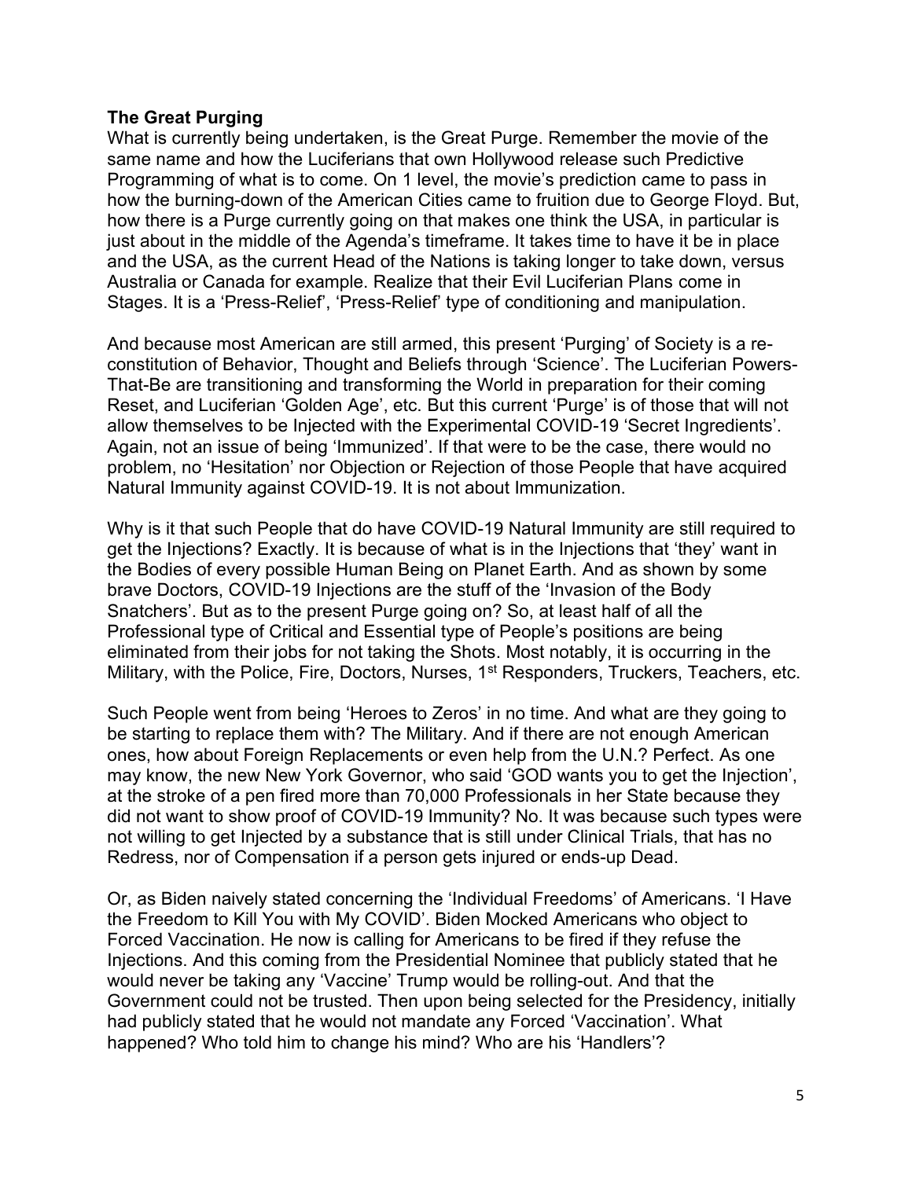**The Great Purging**

What is currently being undertaken, is the Great Purge. Remember the movie of the same name and how the Luciferians that own Hollywood release such Predictive Programming of what is to come. On 1 level, the movie's prediction came to pass in how the burning-down of the American Cities came to fruition due to George Floyd. But, how there is a Purge currently going on that makes one think the USA, in particular is just about in the middle of the Agenda's timeframe. It takes time to have it be in place and the USA, as the current Head of the Nations is taking longer to take down, versus Australia or Canada for example. Realize that their Evil Luciferian Plans come in Stages. It is a 'Press-Relief', 'Press-Relief' type of conditioning and manipulation.

And because most American are still armed, this present 'Purging' of Society is a re-constitution of Behavior, Thought and Beliefs through 'Science'. The Luciferian Powers-That-Be are transitioning and transforming the World in preparation for their coming Reset, and Luciferian 'Golden Age', etc. But this current 'Purge' is of those that will not allow themselves to be Injected with the Experimental COVID-19 'Secret Ingredients'. Again, not an issue of being 'Immunized'. If that were to be the case, there would no problem, no 'Hesitation' nor Objection or Rejection of those People that have acquired Natural Immunity against COVID-19. It is not about Immunization.

Why is it that such People that do have COVID-19 Natural Immunity are still required to get the Injections? Exactly. It is because of what is in the Injections that 'they' want in the Bodies of every possible Human Being on Planet Earth. And as shown by some brave Doctors, COVID-19 Injections are the stuff of the 'Invasion of the Body Snatchers'. But as to the present Purge going on? So, at least half of all the Professional type of Critical and Essential type of People's positions are being eliminated from their jobs for not taking the Shots. Most notably, it is occurring in the Military, with the Police, Fire, Doctors, Nurses, 1st Responders, Truckers, Teachers, etc.

Such People went from being 'Heroes to Zeros' in no time. And what are they going to be starting to replace them with? The Military. And if there are not enough American ones, how about Foreign Replacements or even help from the U.N.? Perfect. As one may know, the new New York Governor, who said 'GOD wants you to get the Injection', at the stroke of a pen fired more than 70,000 Professionals in her State because they did not want to show proof of COVID-19 Immunity? No. It was because such types were not willing to get Injected by a substance that is still under Clinical Trials, that has no Redress, nor of Compensation if a person gets injured or ends-up Dead.

Or, as Biden naively stated concerning the 'Individual Freedoms' of Americans. 'I Have the Freedom to Kill You with My COVID'. Biden Mocked Americans who object to Forced Vaccination. He now is calling for Americans to be fired if they refuse the Injections. And this coming from the Presidential Nominee that publicly stated that he would never be taking any 'Vaccine' Trump would be rolling-out. And that the Government could not be trusted. Then upon being selected for the Presidency, initially had publicly stated that he would not mandate any Forced 'Vaccination'. What happened? Who told him to change his mind? Who are his 'Handlers'?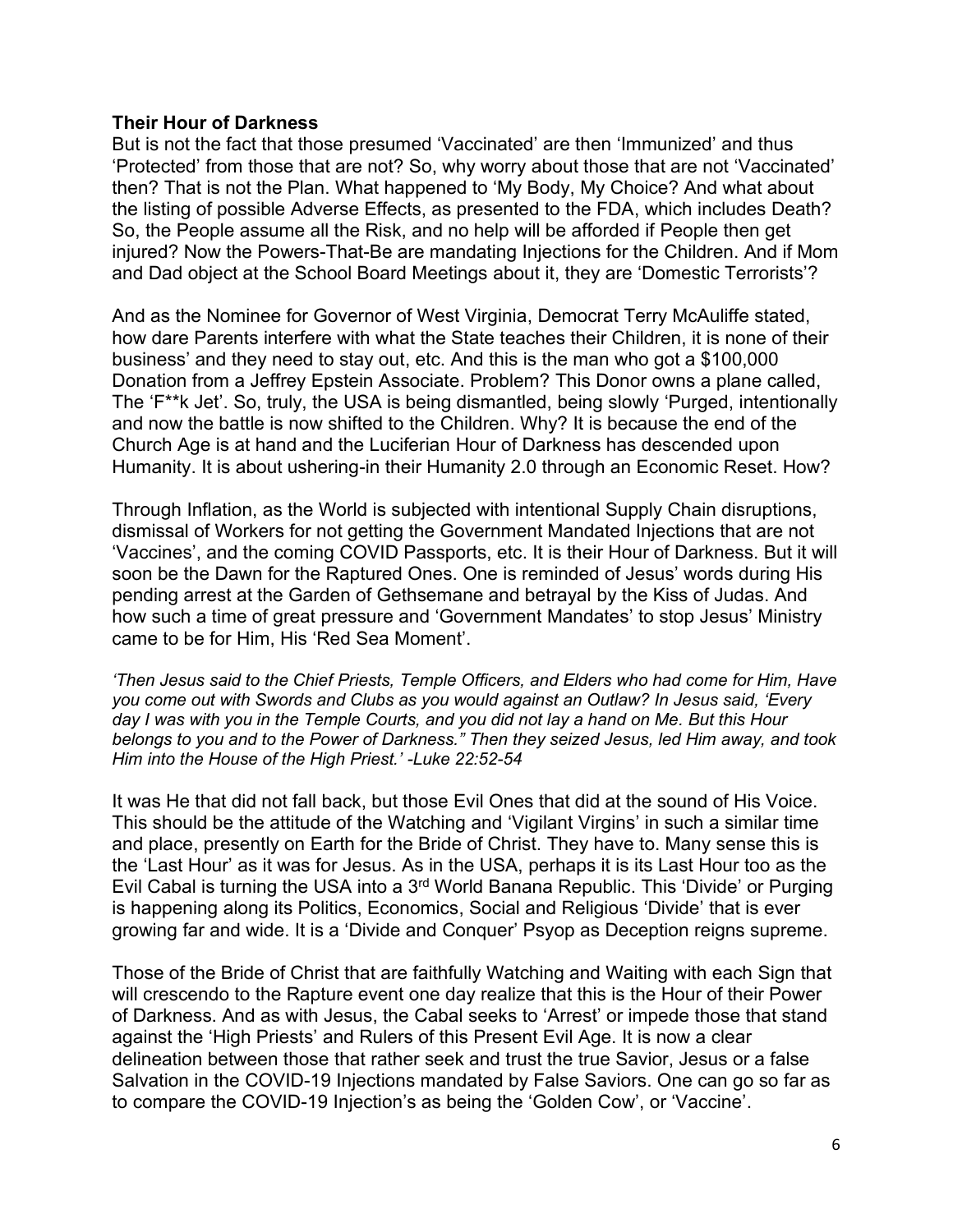**Their Hour of Darkness**

But is not the fact that those presumed 'Vaccinated' are then 'Immunized' and thus 'Protected' from those that are not? So, why worry about those that are not 'Vaccinated' then? That is not the Plan. What happened to 'My Body, My Choice? And what about the listing of possible Adverse Effects, as presented to the FDA, which includes Death? So, the People assume all the Risk, and no help will be afforded if People then get injured? Now the Powers-That-Be are mandating Injections for the Children. And if Mom and Dad object at the School Board Meetings about it, they are 'Domestic Terrorists'?

And as the Nominee for Governor of West Virginia, Democrat Terry McAuliffe stated, how dare Parents interfere with what the State teaches their Children, it is none of their business' and they need to stay out, etc. And this is the man who got a $100,000 Donation from a Jeffrey Epstein Associate. Problem? This Donor owns a plane called, The 'F**k Jet'. So, truly, the USA is being dismantled, being slowly 'Purged, intentionally and now the battle is now shifted to the Children. Why? It is because the end of the Church Age is at hand and the Luciferian Hour of Darkness has descended upon Humanity. It is about ushering-in their Humanity 2.0 through an Economic Reset. How?

Through Inflation, as the World is subjected with intentional Supply Chain disruptions, dismissal of Workers for not getting the Government Mandated Injections that are not 'Vaccines', and the coming COVID Passports, etc. It is their Hour of Darkness. But it will soon be the Dawn for the Raptured Ones. One is reminded of Jesus' words during His pending arrest at the Garden of Gethsemane and betrayal by the Kiss of Judas. And how such a time of great pressure and 'Government Mandates' to stop Jesus' Ministry came to be for Him, His 'Red Sea Moment'.

*'Then Jesus said to the Chief Priests, Temple Officers, and Elders who had come for Him, Have you come out with Swords and Clubs as you would against an Outlaw? In Jesus said, 'Every day I was with you in the Temple Courts, and you did not lay a hand on Me. But this Hour belongs to you and to the Power of Darkness." Then they seized Jesus, led Him away, and took Him into the House of the High Priest.' -Luke 22:52-54*

It was He that did not fall back, but those Evil Ones that did at the sound of His Voice. This should be the attitude of the Watching and 'Vigilant Virgins' in such a similar time and place, presently on Earth for the Bride of Christ. They have to. Many sense this is the 'Last Hour' as it was for Jesus. As in the USA, perhaps it is its Last Hour too as the Evil Cabal is turning the USA into a 3rd World Banana Republic. This 'Divide' or Purging is happening along its Politics, Economics, Social and Religious 'Divide' that is ever growing far and wide. It is a 'Divide and Conquer' Psyop as Deception reigns supreme.

Those of the Bride of Christ that are faithfully Watching and Waiting with each Sign that will crescendo to the Rapture event one day realize that this is the Hour of their Power of Darkness. And as with Jesus, the Cabal seeks to 'Arrest' or impede those that stand against the 'High Priests' and Rulers of this Present Evil Age. It is now a clear delineation between those that rather seek and trust the true Savior, Jesus or a false Salvation in the COVID-19 Injections mandated by False Saviors. One can go so far as to compare the COVID-19 Injection's as being the 'Golden Cow', or 'Vaccine'.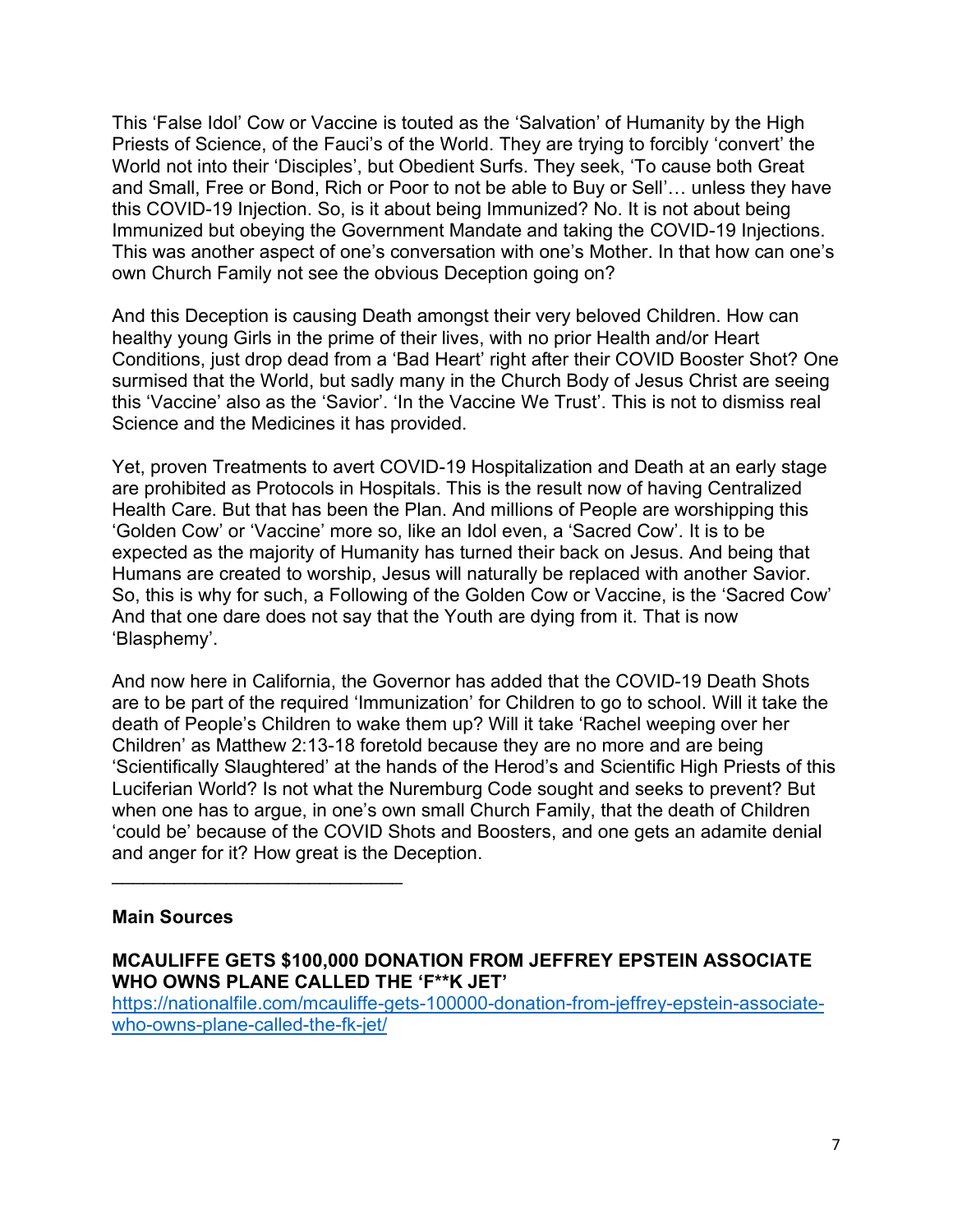This 'False Idol' Cow or Vaccine is touted as the 'Salvation' of Humanity by the High Priests of Science, of the Fauci's of the World. They are trying to forcibly 'convert' the World not into their 'Disciples', but Obedient Surfs. They seek, 'To cause both Great and Small, Free or Bond, Rich or Poor to not be able to Buy or Sell'… unless they have this COVID-19 Injection. So, is it about being Immunized? No. It is not about being Immunized but obeying the Government Mandate and taking the COVID-19 Injections. This was another aspect of one's conversation with one's Mother. In that how can one's own Church Family not see the obvious Deception going on?

And this Deception is causing Death amongst their very beloved Children. How can healthy young Girls in the prime of their lives, with no prior Health and/or Heart Conditions, just drop dead from a 'Bad Heart' right after their COVID Booster Shot? One surmised that the World, but sadly many in the Church Body of Jesus Christ are seeing this 'Vaccine' also as the 'Savior'. 'In the Vaccine We Trust'. This is not to dismiss real Science and the Medicines it has provided.

Yet, proven Treatments to avert COVID-19 Hospitalization and Death at an early stage are prohibited as Protocols in Hospitals. This is the result now of having Centralized Health Care. But that has been the Plan. And millions of People are worshipping this 'Golden Cow' or 'Vaccine' more so, like an Idol even, a 'Sacred Cow'. It is to be expected as the majority of Humanity has turned their back on Jesus. And being that Humans are created to worship, Jesus will naturally be replaced with another Savior. So, this is why for such, a Following of the Golden Cow or Vaccine, is the 'Sacred Cow' And that one dare does not say that the Youth are dying from it. That is now 'Blasphemy'.

And now here in California, the Governor has added that the COVID-19 Death Shots are to be part of the required 'Immunization' for Children to go to school. Will it take the death of People's Children to wake them up? Will it take 'Rachel weeping over her Children' as Matthew 2:13-18 foretold because they are no more and are being 'Scientifically Slaughtered' at the hands of the Herod's and Scientific High Priests of this Luciferian World? Is not what the Nuremburg Code sought and seeks to prevent? But when one has to argue, in one's own small Church Family, that the death of Children 'could be' because of the COVID Shots and Boosters, and one gets an adamite denial and anger for it? How great is the Deception.

---

**Main Sources**

**MCAULIFFE GETS $100,000 DONATION FROM JEFFREY EPSTEIN ASSOCIATE WHO OWNS PLANE CALLED THE 'F**K JET'**
[https://nationalfile.com/mcauliffe-gets-100000-donation-from-jeffrey-epstein-associate-who-owns-plane-called-the-fk-jet/](https://nationalfile.com/mcauliffe-gets-100000-donation-from-jeffrey-epstein-associate-who-owns-plane-called-the-fk-jet/)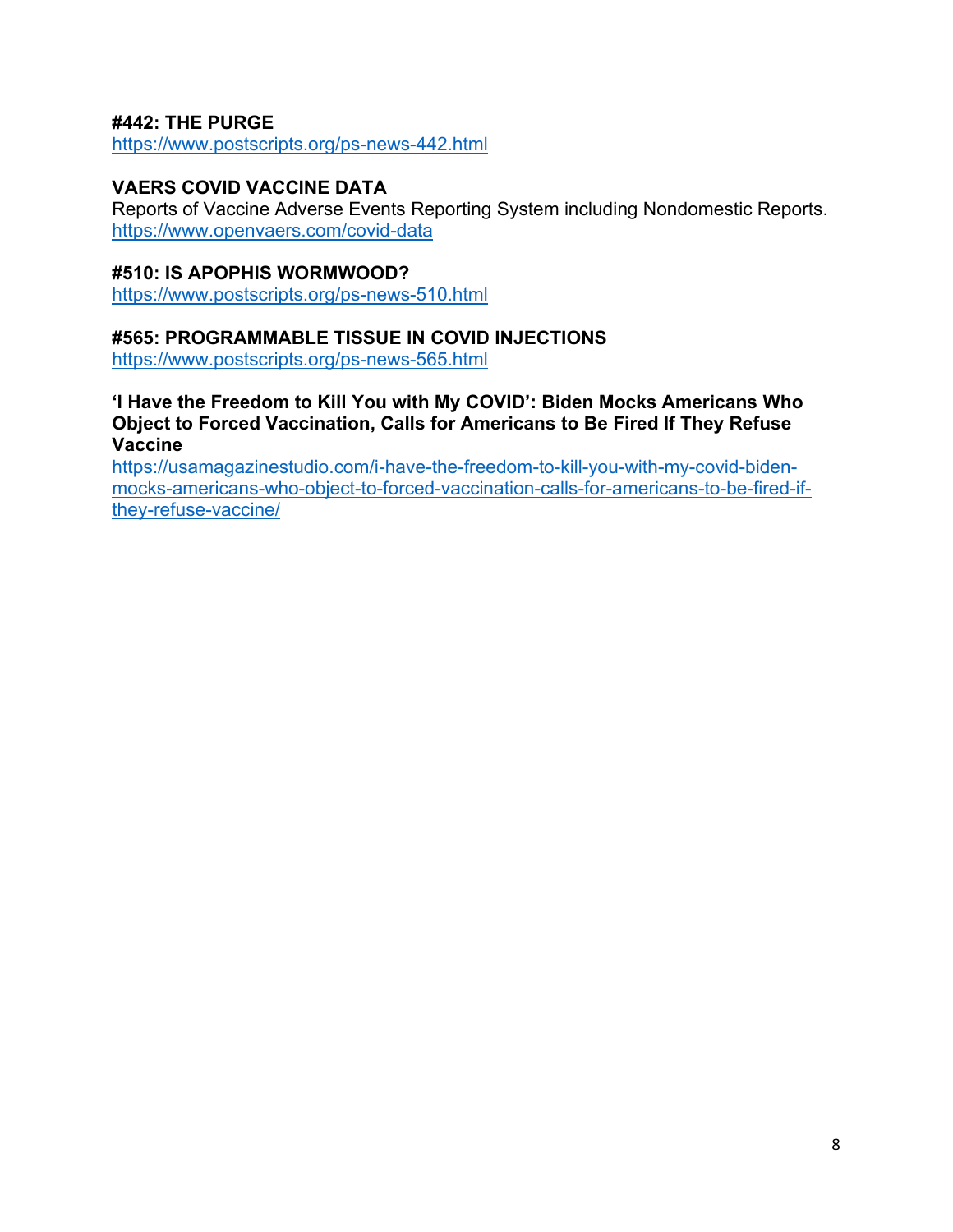**#442: THE PURGE**
https://www.postscripts.org/ps-news-442.html

**VAERS COVID VACCINE DATA**
Reports of Vaccine Adverse Events Reporting System including Nondomestic Reports.
https://www.openvaers.com/covid-data

**#510: IS APOPHIS WORMWOOD?**
https://www.postscripts.org/ps-news-510.html

**#565: PROGRAMMABLE TISSUE IN COVID INJECTIONS**
https://www.postscripts.org/ps-news-565.html

**'I Have the Freedom to Kill You with My COVID': Biden Mocks Americans Who Object to Forced Vaccination, Calls for Americans to Be Fired If They Refuse Vaccine**
https://usamagazinestudio.com/i-have-the-freedom-to-kill-you-with-my-covid-biden-mocks-americans-who-object-to-forced-vaccination-calls-for-americans-to-be-fired-if-they-refuse-vaccine/